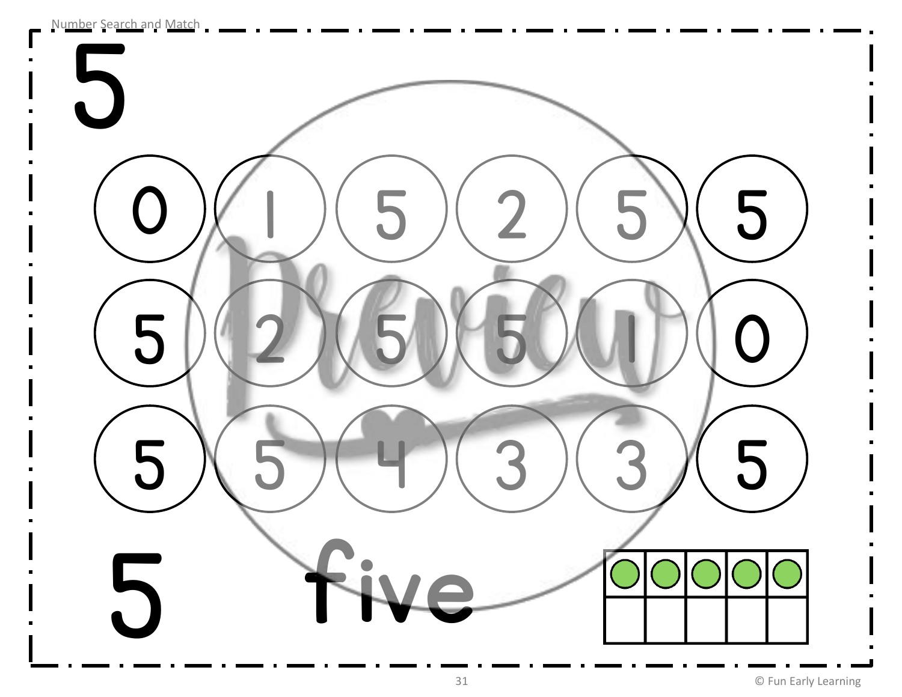# 5

| | | | | | |
|---|---|---|---|---|---|
| 0 | 1 | 5 | 2 | 5 | 5 |
| 5 | 2 | 5 | 5 | 1 | 0 |
| 5 | 5 | 4 | 3 | 3 | 5 |

5 five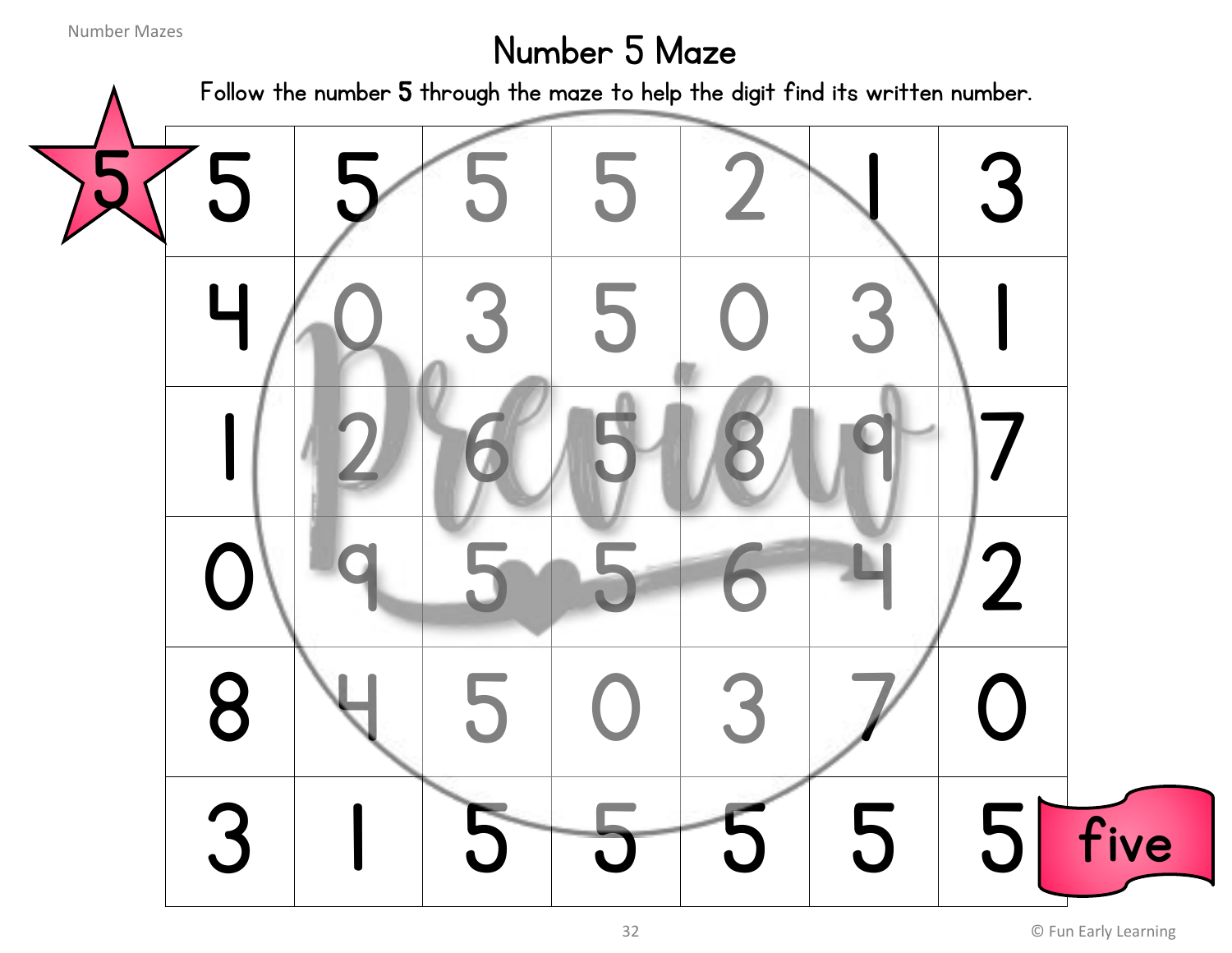# Number 5 Maze

Follow the number **5** through the maze to help the digit find its written number.

5

| 5 | 5 | 5 | 5 | 2 | 1 | 3 |
|---|---|---|---|---|---|---|
| 4 | 0 | 3 | 5 | 0 | 3 | 1 |
| 1 | 2 | 6 | 5 | 8 | 9 | 7 |
| 0 | 9 | 5 | 5 | 6 | 4 | 2 |
| 8 | 4 | 5 | 0 | 3 | 7 | 0 |
| 3 | 1 | 5 | 5 | 5 | 5 | 5 |

five

© Fun Early Learning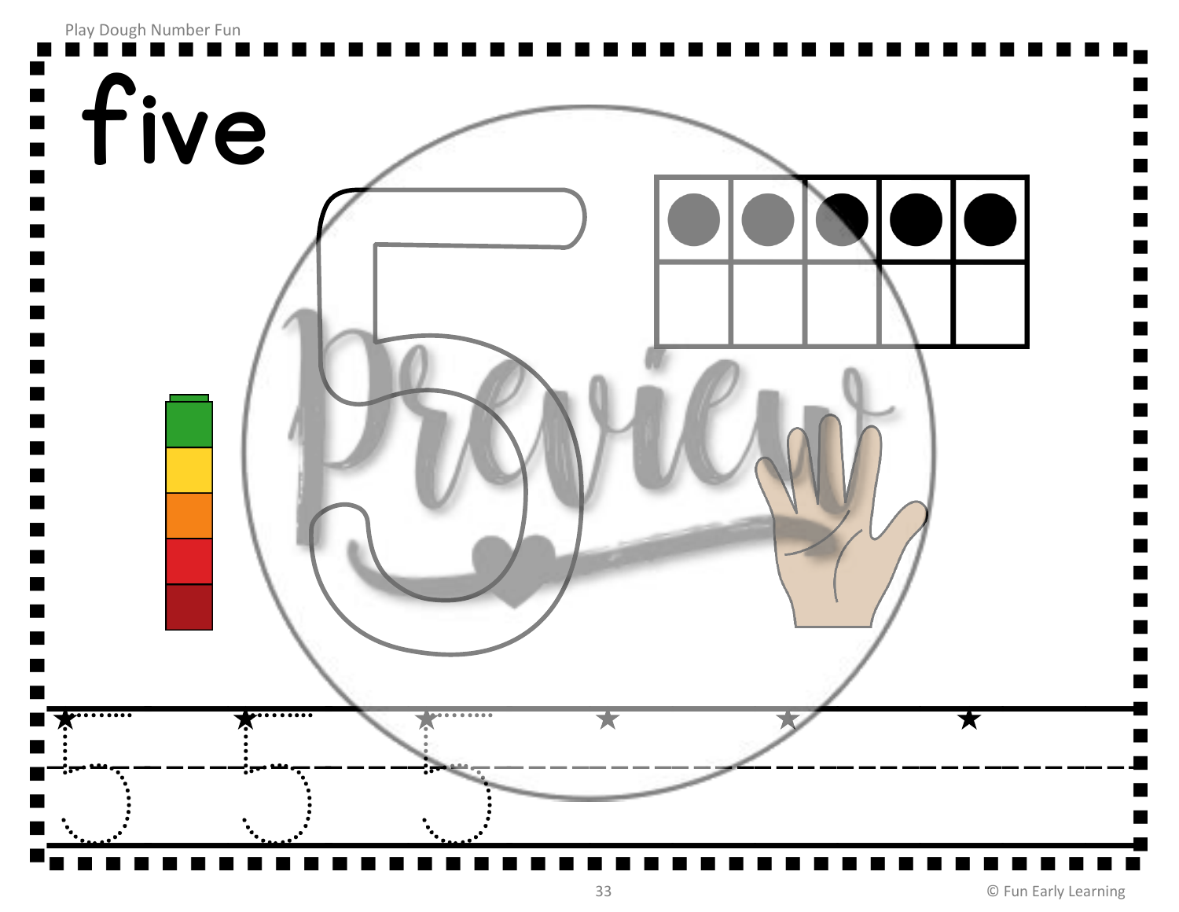# five

5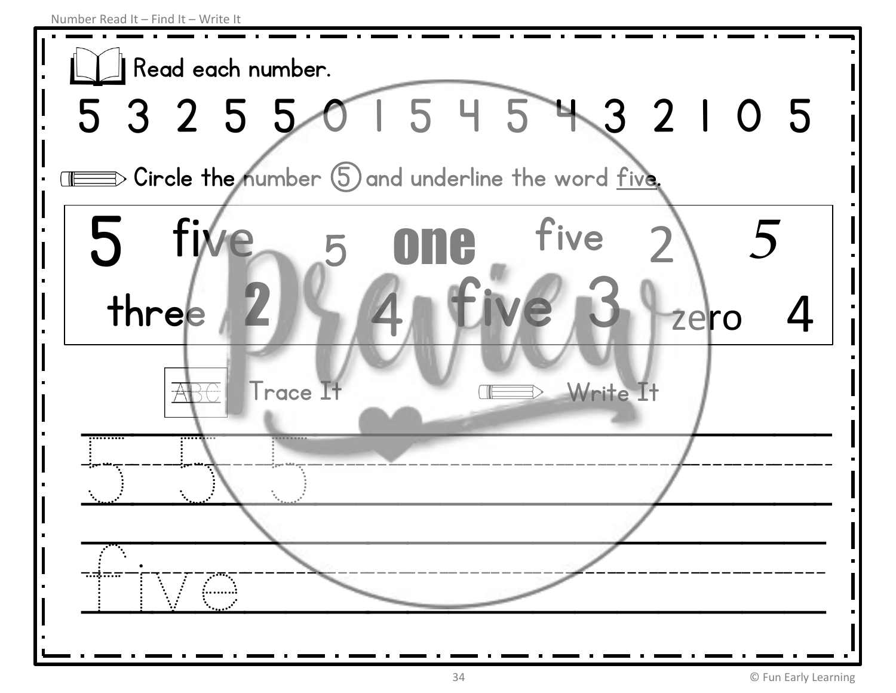Read each number.

5 3 2 5 5 0 1 5 4 5 4 3 2 1 0 5

Circle the number ⑤ and underline the word five.

5 five 5 one five 2 5

three 2 4 five 3 zero 4

Trace It

Write It

5 5 5

five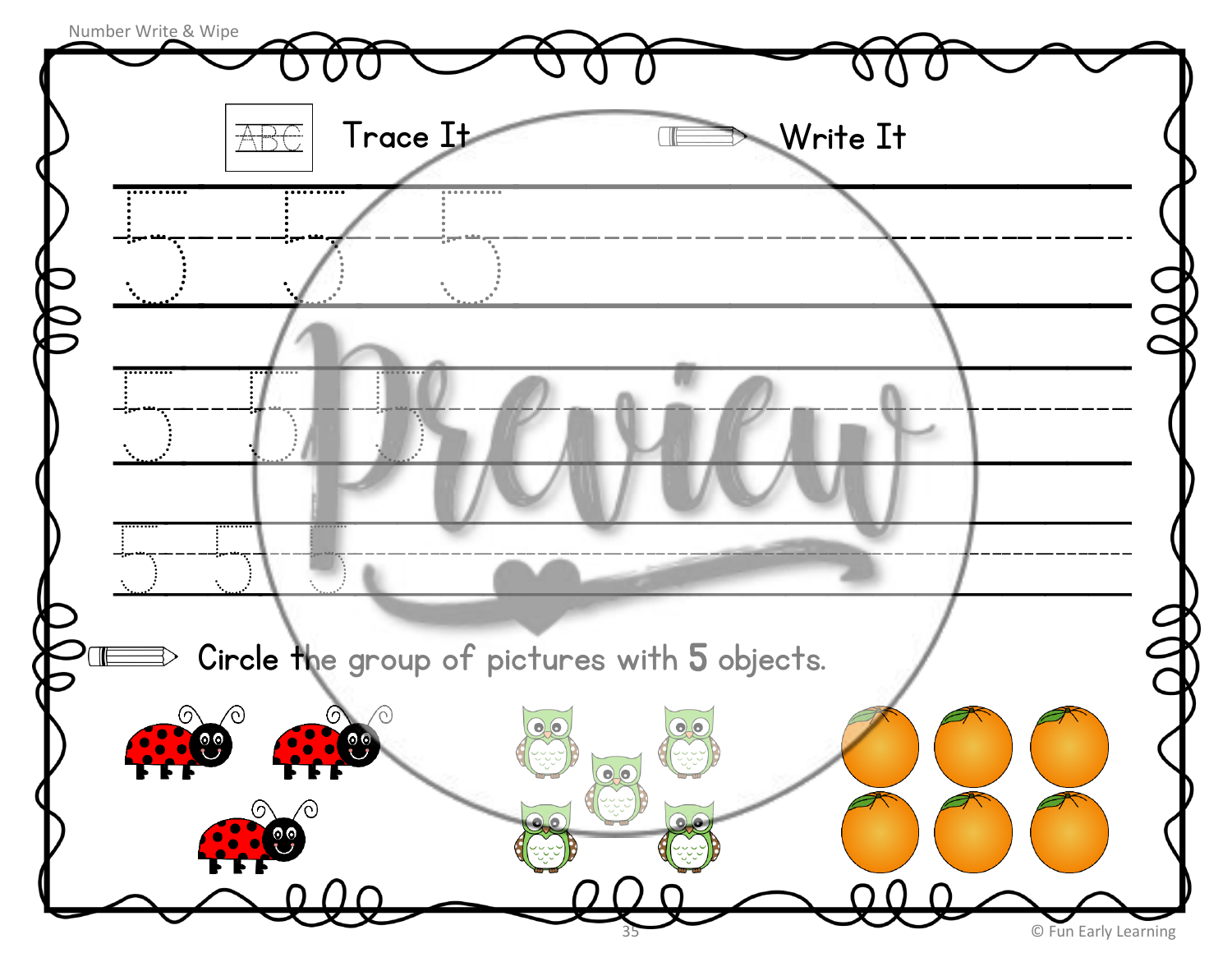Trace It

Write It

5 5 5

5 5 5

5 5 5

Circle the group of pictures with **5** objects.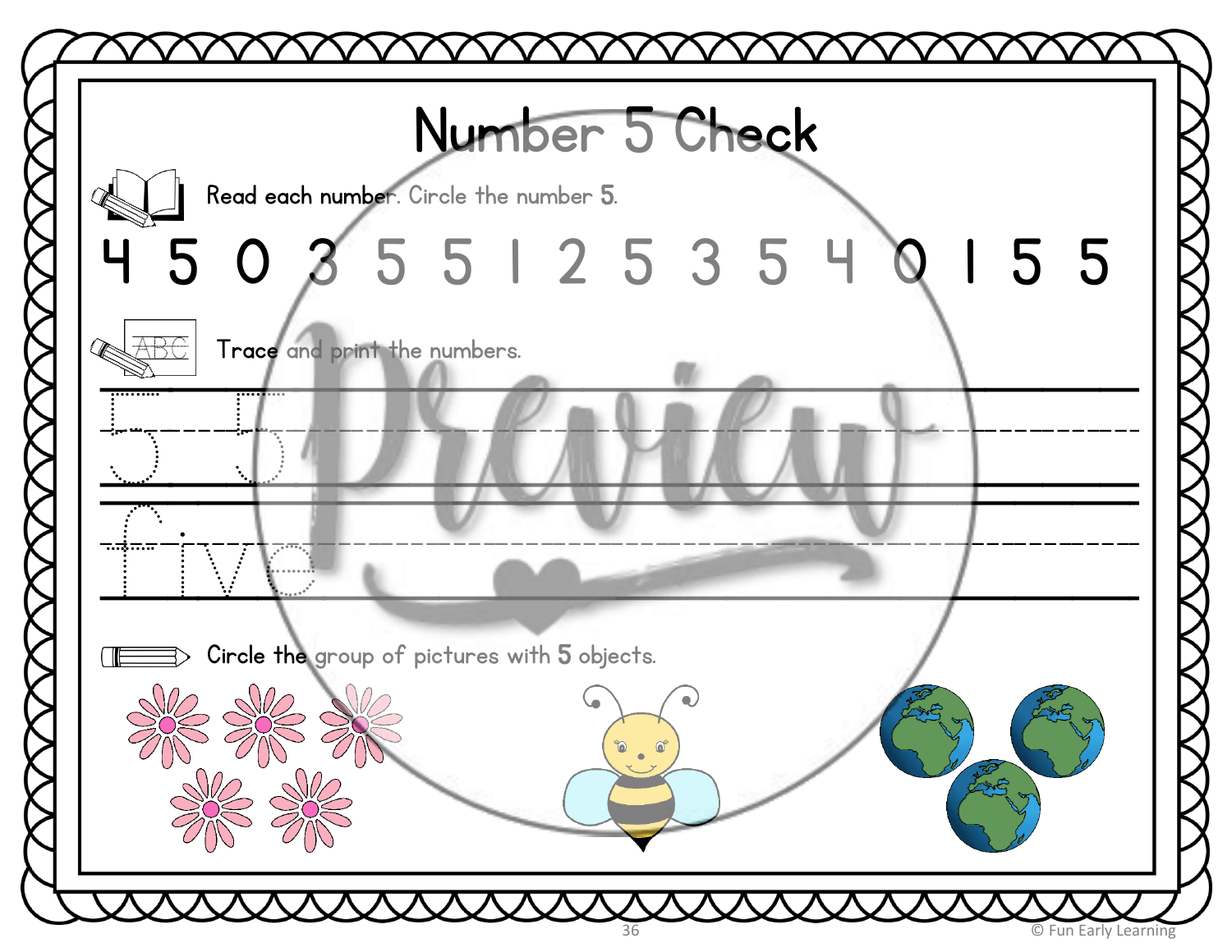# Number 5 Check

Read each number. Circle the number **5**.

4 5 0 3 5 5 1 2 5 3 5 4 0 1 5 5

Trace and print the numbers.

5 5

five

Circle the group of pictures with **5** objects.

© Fun Early Learning